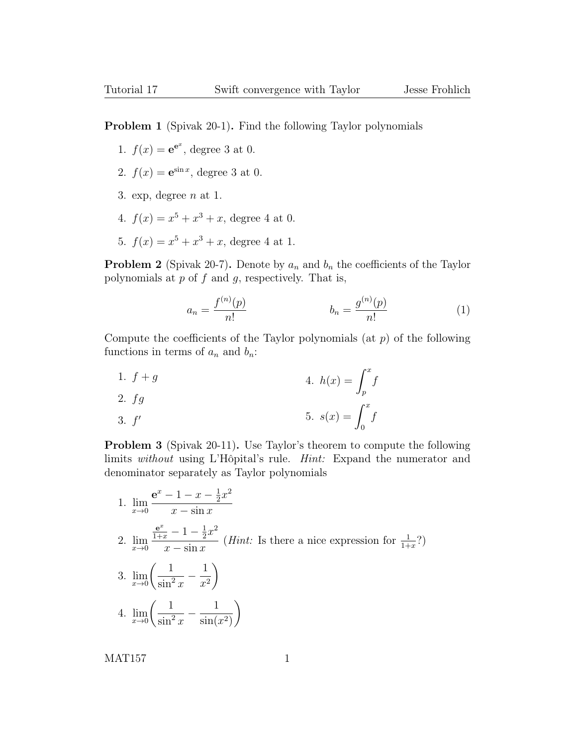**Problem 1** (Spivak 20-1)**.** Find the following Taylor polynomials

1. $f(x) = \mathbf{e}^{\mathbf{e}^x}$, degree 3 at 0.
2. $f(x) = \mathbf{e}^{\sin x}$, degree 3 at 0.
3. exp, degree $n$ at 1.
4. $f(x) = x^5 + x^3 + x$, degree 4 at 0.
5. $f(x) = x^5 + x^3 + x$, degree 4 at 1.

**Problem 2** (Spivak 20-7)**.** Denote by $a_n$ and $b_n$ the coefficients of the Taylor polynomials at $p$ of $f$ and $g$, respectively. That is,

$$a_n = \frac{f^{(n)}(p)}{n!} \qquad\qquad b_n = \frac{g^{(n)}(p)}{n!} \tag{1}$$

Compute the coefficients of the Taylor polynomials (at $p$) of the following functions in terms of $a_n$ and $b_n$:

1. $f + g$
2. $fg$
3. $f'$
4. $h(x) = \displaystyle\int_p^x f$
5. $s(x) = \displaystyle\int_0^x f$

**Problem 3** (Spivak 20-11)**.** Use Taylor's theorem to compute the following limits *without* using L'Hôpital's rule. *Hint:* Expand the numerator and denominator separately as Taylor polynomials

1. $\displaystyle\lim_{x\to 0} \frac{\mathbf{e}^x - 1 - x - \frac{1}{2}x^2}{x - \sin x}$
2. $\displaystyle\lim_{x\to 0} \frac{\frac{\mathbf{e}^x}{1+x} - 1 - \frac{1}{2}x^2}{x - \sin x}$ (*Hint:* Is there a nice expression for $\frac{1}{1+x}$?)
3. $\displaystyle\lim_{x\to 0} \left( \frac{1}{\sin^2 x} - \frac{1}{x^2} \right)$
4. $\displaystyle\lim_{x\to 0} \left( \frac{1}{\sin^2 x} - \frac{1}{\sin(x^2)} \right)$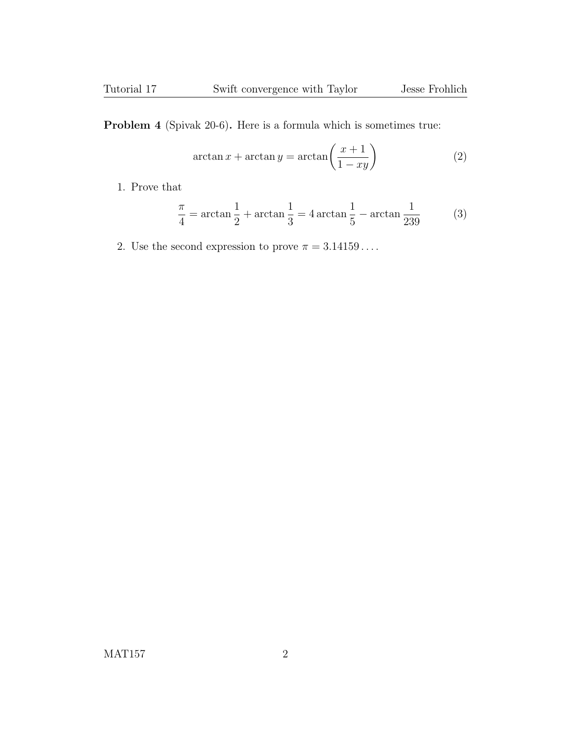**Problem 4** (Spivak 20-6)**.** Here is a formula which is sometimes true:

$$\arctan x + \arctan y = \arctan\left(\frac{x+1}{1-xy}\right) \tag{2}$$

1. Prove that

$$\frac{\pi}{4} = \arctan\frac{1}{2} + \arctan\frac{1}{3} = 4\arctan\frac{1}{5} - \arctan\frac{1}{239} \tag{3}$$

2. Use the second expression to prove $\pi = 3.14159\ldots$.